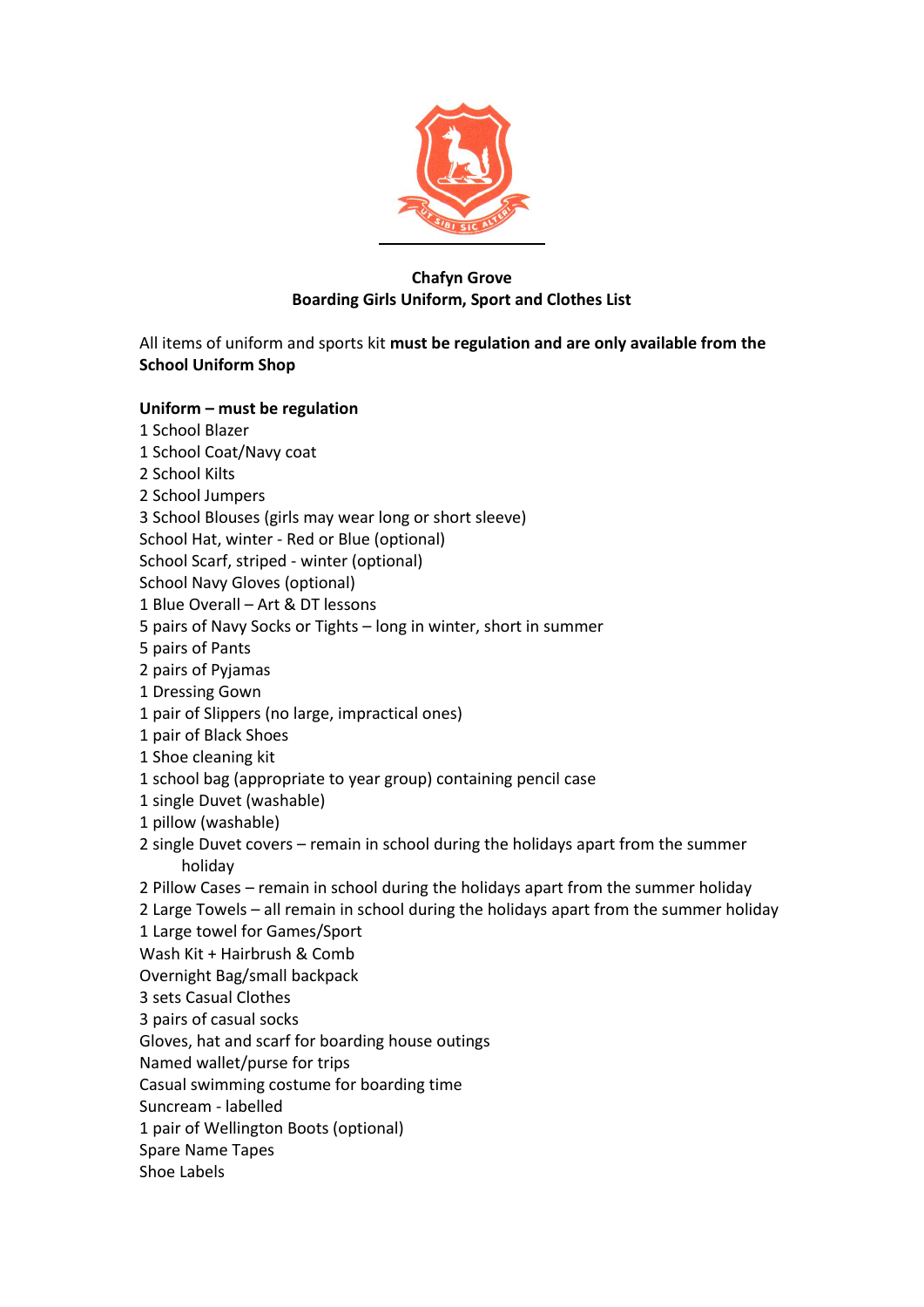**Chafyn Grove**
**Boarding Girls Uniform, Sport and Clothes List**

All items of uniform and sports kit **must be regulation and are only available from the School Uniform Shop**

**Uniform – must be regulation**

1 School Blazer
1 School Coat/Navy coat
2 School Kilts
2 School Jumpers
3 School Blouses (girls may wear long or short sleeve)
School Hat, winter - Red or Blue (optional)
School Scarf, striped - winter (optional)
School Navy Gloves (optional)
1 Blue Overall – Art & DT lessons
5 pairs of Navy Socks or Tights – long in winter, short in summer
5 pairs of Pants
2 pairs of Pyjamas
1 Dressing Gown
1 pair of Slippers (no large, impractical ones)
1 pair of Black Shoes
1 Shoe cleaning kit
1 school bag (appropriate to year group) containing pencil case
1 single Duvet (washable)
1 pillow (washable)
2 single Duvet covers – remain in school during the holidays apart from the summer holiday
2 Pillow Cases – remain in school during the holidays apart from the summer holiday
2 Large Towels – all remain in school during the holidays apart from the summer holiday
1 Large towel for Games/Sport
Wash Kit + Hairbrush & Comb
Overnight Bag/small backpack
3 sets Casual Clothes
3 pairs of casual socks
Gloves, hat and scarf for boarding house outings
Named wallet/purse for trips
Casual swimming costume for boarding time
Suncream - labelled
1 pair of Wellington Boots (optional)
Spare Name Tapes
Shoe Labels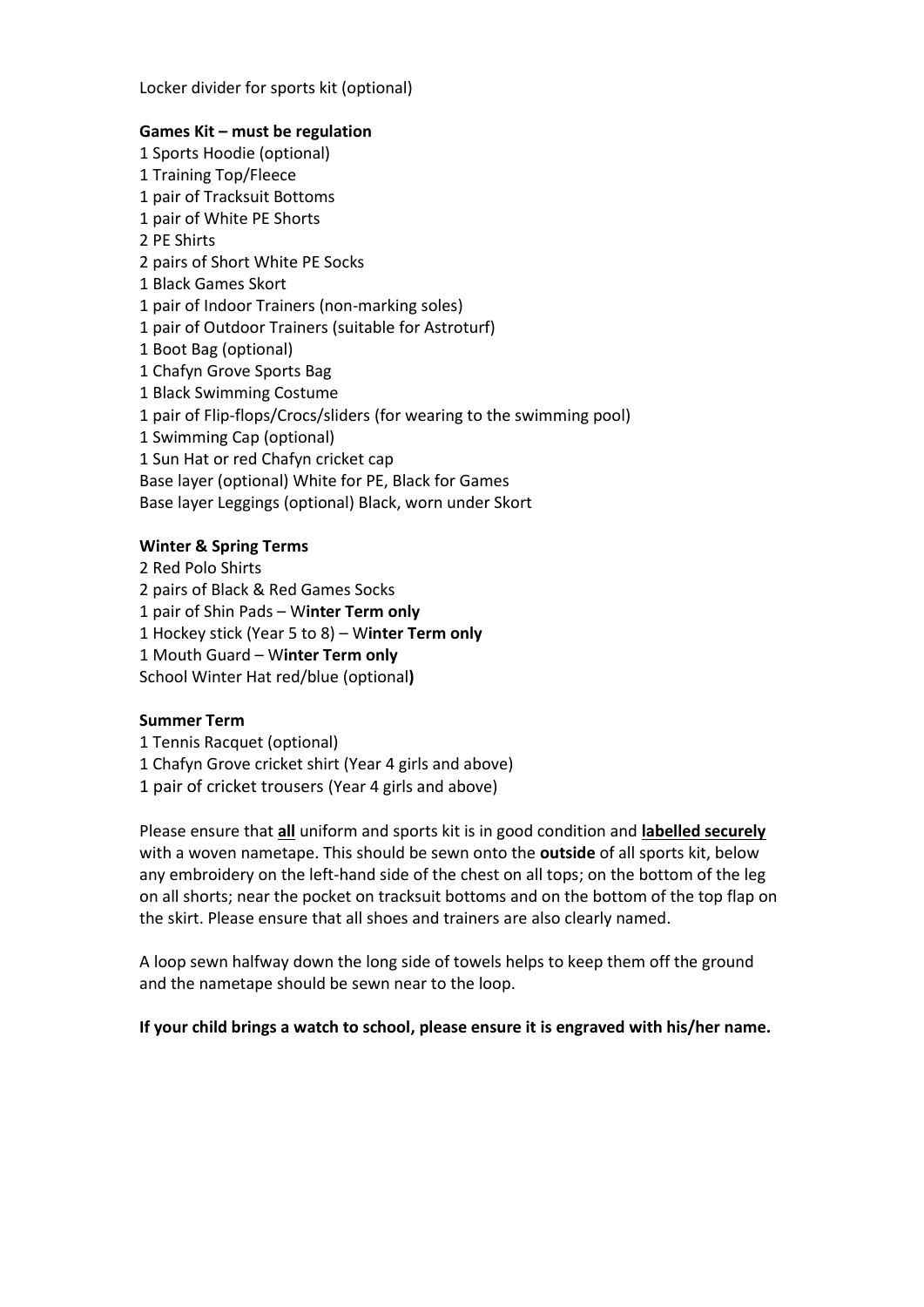Locker divider for sports kit (optional)

**Games Kit – must be regulation**

1 Sports Hoodie (optional)
1 Training Top/Fleece
1 pair of Tracksuit Bottoms
1 pair of White PE Shorts
2 PE Shirts
2 pairs of Short White PE Socks
1 Black Games Skort
1 pair of Indoor Trainers (non-marking soles)
1 pair of Outdoor Trainers (suitable for Astroturf)
1 Boot Bag (optional)
1 Chafyn Grove Sports Bag
1 Black Swimming Costume
1 pair of Flip-flops/Crocs/sliders (for wearing to the swimming pool)
1 Swimming Cap (optional)
1 Sun Hat or red Chafyn cricket cap
Base layer (optional) White for PE, Black for Games
Base layer Leggings (optional) Black, worn under Skort

**Winter & Spring Terms**

2 Red Polo Shirts
2 pairs of Black & Red Games Socks
1 pair of Shin Pads – W**inter Term only**
1 Hockey stick (Year 5 to 8) – W**inter Term only**
1 Mouth Guard – W**inter Term only**
School Winter Hat red/blue (optional**)**

**Summer Term**

1 Tennis Racquet (optional)
1 Chafyn Grove cricket shirt (Year 4 girls and above)
1 pair of cricket trousers (Year 4 girls and above)

Please ensure that **<u>all</u>** uniform and sports kit is in good condition and **<u>labelled securely</u>** with a woven nametape. This should be sewn onto the **outside** of all sports kit, below any embroidery on the left-hand side of the chest on all tops; on the bottom of the leg on all shorts; near the pocket on tracksuit bottoms and on the bottom of the top flap on the skirt. Please ensure that all shoes and trainers are also clearly named.

A loop sewn halfway down the long side of towels helps to keep them off the ground and the nametape should be sewn near to the loop.

**If your child brings a watch to school, please ensure it is engraved with his/her name.**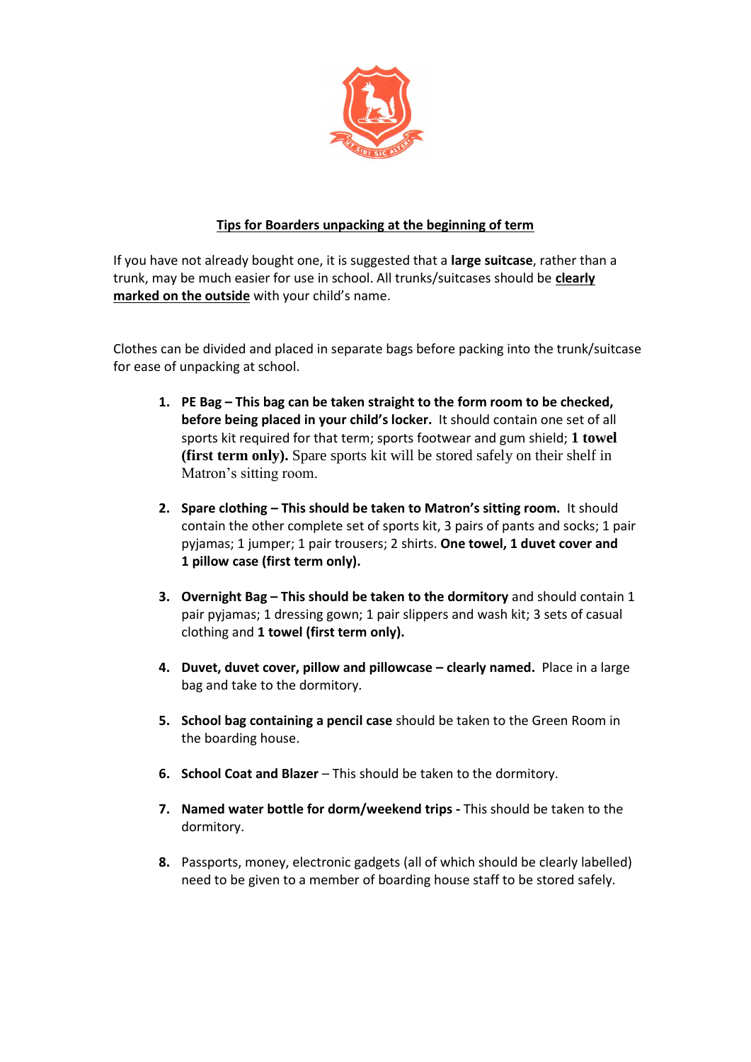**<u>Tips for Boarders unpacking at the beginning of term</u>**

If you have not already bought one, it is suggested that a **large suitcase**, rather than a trunk, may be much easier for use in school. All trunks/suitcases should be **<u>clearly marked on the outside</u>** with your child's name.

Clothes can be divided and placed in separate bags before packing into the trunk/suitcase for ease of unpacking at school.

1. **PE Bag – This bag can be taken straight to the form room to be checked, before being placed in your child's locker.** It should contain one set of all sports kit required for that term; sports footwear and gum shield; **1 towel (first term only).** Spare sports kit will be stored safely on their shelf in Matron's sitting room.

2. **Spare clothing – This should be taken to Matron's sitting room.** It should contain the other complete set of sports kit, 3 pairs of pants and socks; 1 pair pyjamas; 1 jumper; 1 pair trousers; 2 shirts. **One towel, 1 duvet cover and 1 pillow case (first term only).**

3. **Overnight Bag – This should be taken to the dormitory** and should contain 1 pair pyjamas; 1 dressing gown; 1 pair slippers and wash kit; 3 sets of casual clothing and **1 towel (first term only).**

4. **Duvet, duvet cover, pillow and pillowcase – clearly named.** Place in a large bag and take to the dormitory.

5. **School bag containing a pencil case** should be taken to the Green Room in the boarding house.

6. **School Coat and Blazer** – This should be taken to the dormitory.

7. **Named water bottle for dorm/weekend trips -** This should be taken to the dormitory.

8. Passports, money, electronic gadgets (all of which should be clearly labelled) need to be given to a member of boarding house staff to be stored safely.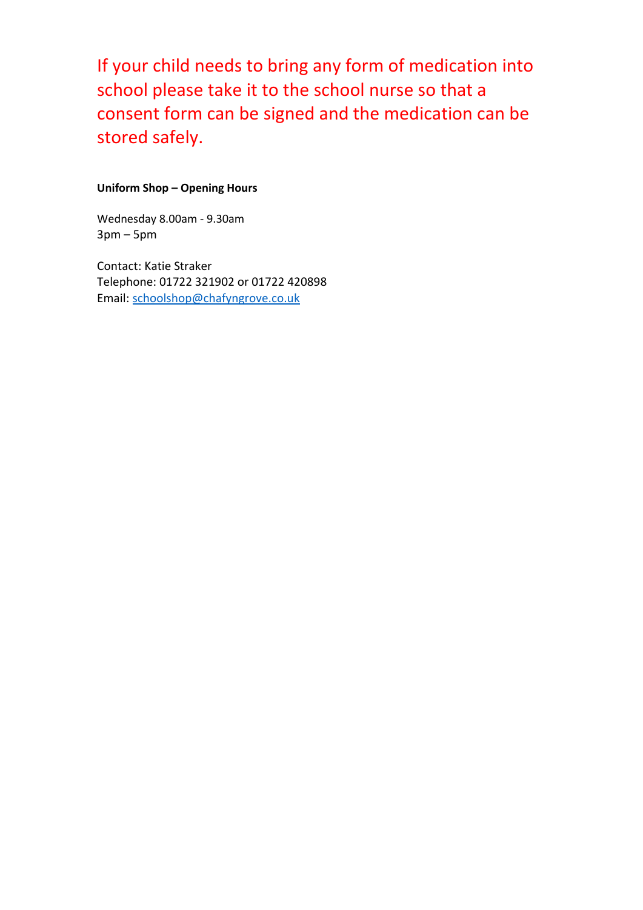If your child needs to bring any form of medication into school please take it to the school nurse so that a consent form can be signed and the medication can be stored safely.

**Uniform Shop – Opening Hours**

Wednesday 8.00am - 9.30am
3pm – 5pm

Contact: Katie Straker
Telephone: 01722 321902 or 01722 420898
Email: schoolshop@chafyngrove.co.uk